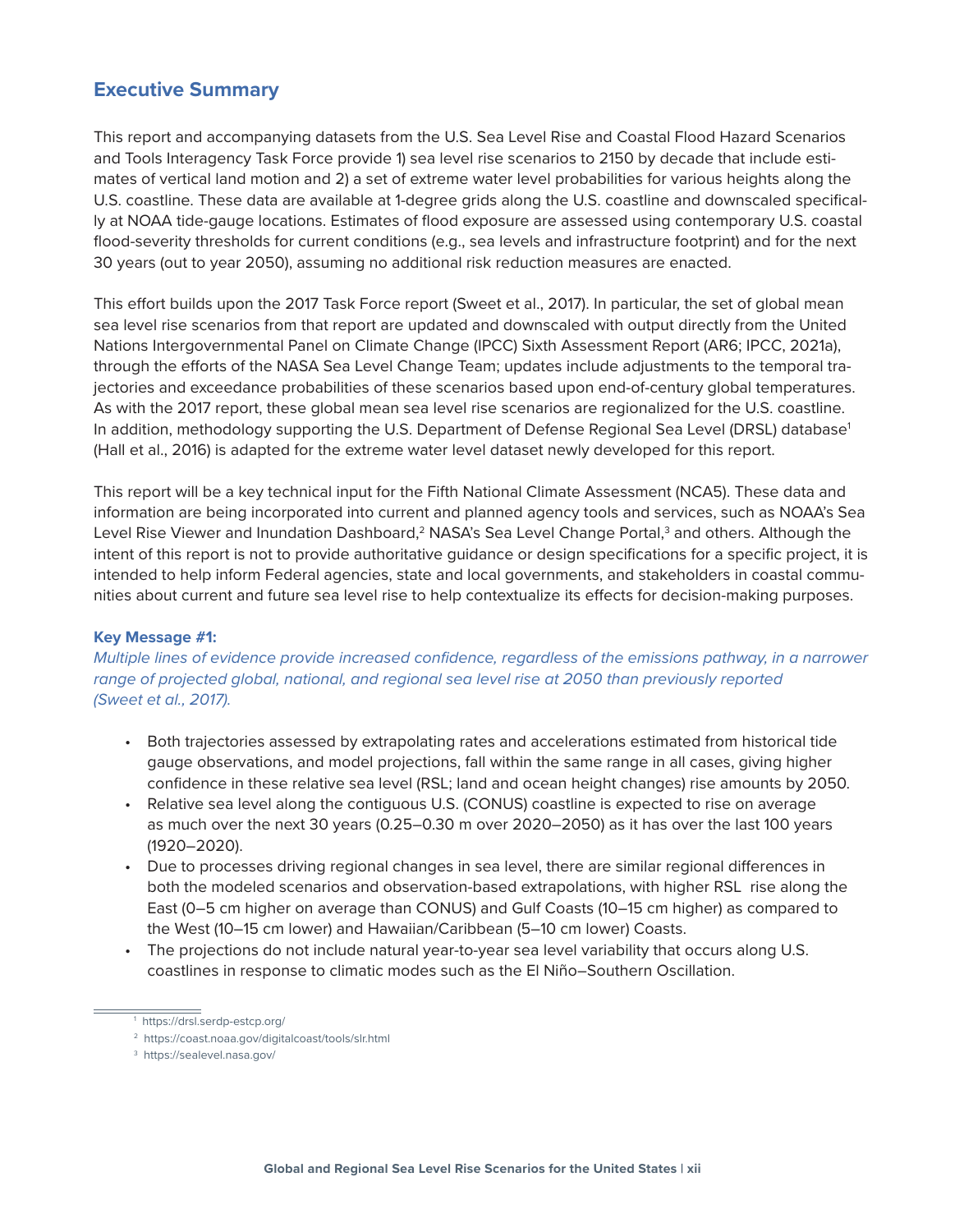## Executive Summary

This report and accompanying datasets from the U.S. Sea Level Rise and Coastal Flood Hazard Scenarios and Tools Interagency Task Force provide 1) sea level rise scenarios to 2150 by decade that include estimates of vertical land motion and 2) a set of extreme water level probabilities for various heights along the U.S. coastline. These data are available at 1-degree grids along the U.S. coastline and downscaled specifically at NOAA tide-gauge locations. Estimates of flood exposure are assessed using contemporary U.S. coastal flood-severity thresholds for current conditions (e.g., sea levels and infrastructure footprint) and for the next 30 years (out to year 2050), assuming no additional risk reduction measures are enacted.

This effort builds upon the 2017 Task Force report (Sweet et al., 2017). In particular, the set of global mean sea level rise scenarios from that report are updated and downscaled with output directly from the United Nations Intergovernmental Panel on Climate Change (IPCC) Sixth Assessment Report (AR6; IPCC, 2021a), through the efforts of the NASA Sea Level Change Team; updates include adjustments to the temporal trajectories and exceedance probabilities of these scenarios based upon end-of-century global temperatures. As with the 2017 report, these global mean sea level rise scenarios are regionalized for the U.S. coastline. In addition, methodology supporting the U.S. Department of Defense Regional Sea Level (DRSL) database[1] (Hall et al., 2016) is adapted for the extreme water level dataset newly developed for this report.

This report will be a key technical input for the Fifth National Climate Assessment (NCA5). These data and information are being incorporated into current and planned agency tools and services, such as NOAA's Sea Level Rise Viewer and Inundation Dashboard,[2] NASA's Sea Level Change Portal,[3] and others. Although the intent of this report is not to provide authoritative guidance or design specifications for a specific project, it is intended to help inform Federal agencies, state and local governments, and stakeholders in coastal communities about current and future sea level rise to help contextualize its effects for decision-making purposes.

**Key Message #1:**

*Multiple lines of evidence provide increased confidence, regardless of the emissions pathway, in a narrower range of projected global, national, and regional sea level rise at 2050 than previously reported (Sweet et al., 2017).*

- Both trajectories assessed by extrapolating rates and accelerations estimated from historical tide gauge observations, and model projections, fall within the same range in all cases, giving higher confidence in these relative sea level (RSL; land and ocean height changes) rise amounts by 2050.
- Relative sea level along the contiguous U.S. (CONUS) coastline is expected to rise on average as much over the next 30 years (0.25–0.30 m over 2020–2050) as it has over the last 100 years (1920–2020).
- Due to processes driving regional changes in sea level, there are similar regional differences in both the modeled scenarios and observation-based extrapolations, with higher RSL rise along the East (0–5 cm higher on average than CONUS) and Gulf Coasts (10–15 cm higher) as compared to the West (10–15 cm lower) and Hawaiian/Caribbean (5–10 cm lower) Coasts.
- The projections do not include natural year-to-year sea level variability that occurs along U.S. coastlines in response to climatic modes such as the El Niño–Southern Oscillation.

[1] https://drsl.serdp-estcp.org/

[2] https://coast.noaa.gov/digitalcoast/tools/slr.html

[3] https://sealevel.nasa.gov/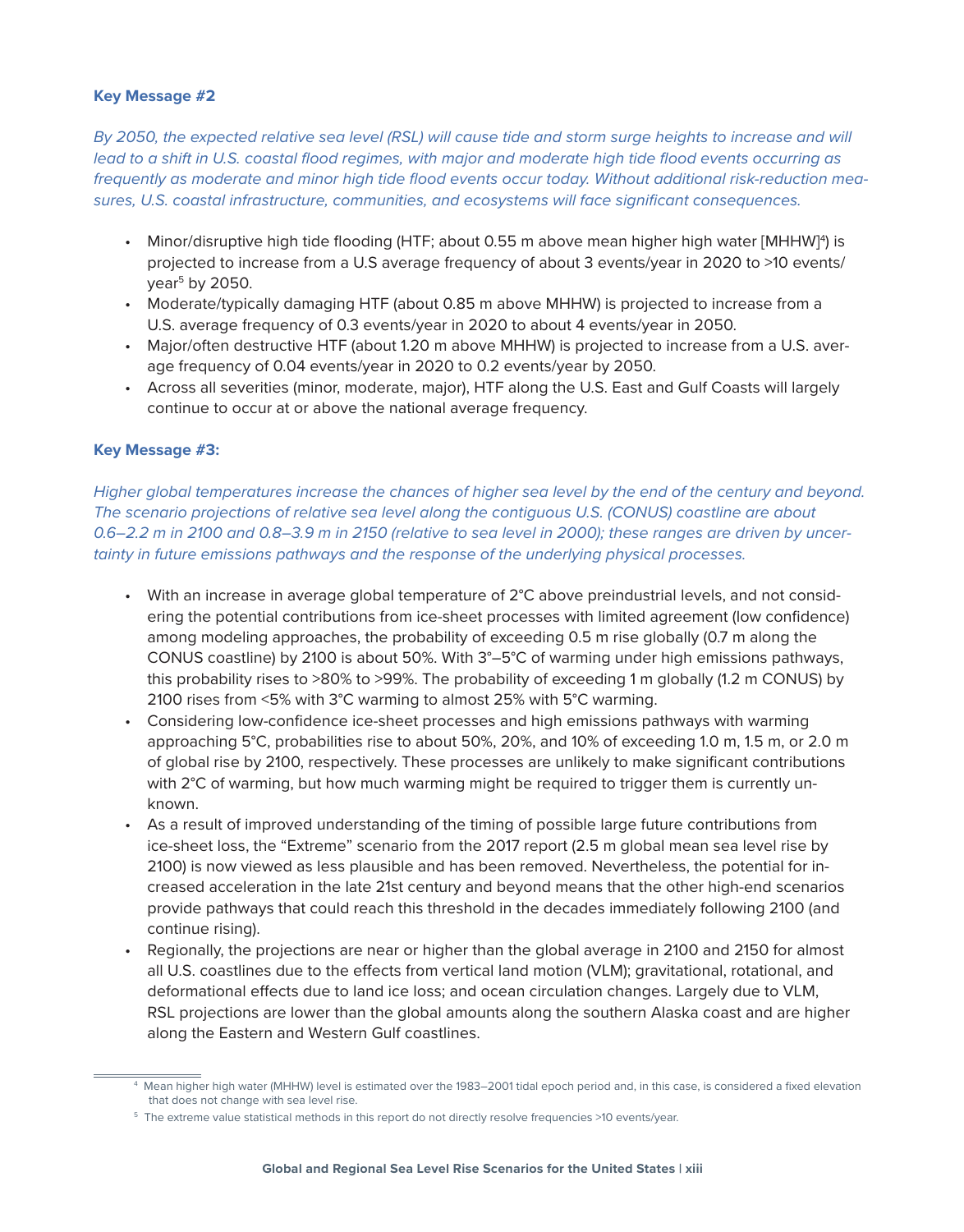**Key Message #2**

*By 2050, the expected relative sea level (RSL) will cause tide and storm surge heights to increase and will lead to a shift in U.S. coastal flood regimes, with major and moderate high tide flood events occurring as frequently as moderate and minor high tide flood events occur today. Without additional risk-reduction measures, U.S. coastal infrastructure, communities, and ecosystems will face significant consequences.*

- Minor/disruptive high tide flooding (HTF; about 0.55 m above mean higher high water [MHHW][4]) is projected to increase from a U.S average frequency of about 3 events/year in 2020 to >10 events/year[5] by 2050.
- Moderate/typically damaging HTF (about 0.85 m above MHHW) is projected to increase from a U.S. average frequency of 0.3 events/year in 2020 to about 4 events/year in 2050.
- Major/often destructive HTF (about 1.20 m above MHHW) is projected to increase from a U.S. average frequency of 0.04 events/year in 2020 to 0.2 events/year by 2050.
- Across all severities (minor, moderate, major), HTF along the U.S. East and Gulf Coasts will largely continue to occur at or above the national average frequency.

**Key Message #3:**

*Higher global temperatures increase the chances of higher sea level by the end of the century and beyond. The scenario projections of relative sea level along the contiguous U.S. (CONUS) coastline are about 0.6–2.2 m in 2100 and 0.8–3.9 m in 2150 (relative to sea level in 2000); these ranges are driven by uncertainty in future emissions pathways and the response of the underlying physical processes.*

- With an increase in average global temperature of 2°C above preindustrial levels, and not considering the potential contributions from ice-sheet processes with limited agreement (low confidence) among modeling approaches, the probability of exceeding 0.5 m rise globally (0.7 m along the CONUS coastline) by 2100 is about 50%. With 3°–5°C of warming under high emissions pathways, this probability rises to >80% to >99%. The probability of exceeding 1 m globally (1.2 m CONUS) by 2100 rises from <5% with 3°C warming to almost 25% with 5°C warming.
- Considering low-confidence ice-sheet processes and high emissions pathways with warming approaching 5°C, probabilities rise to about 50%, 20%, and 10% of exceeding 1.0 m, 1.5 m, or 2.0 m of global rise by 2100, respectively. These processes are unlikely to make significant contributions with 2°C of warming, but how much warming might be required to trigger them is currently unknown.
- As a result of improved understanding of the timing of possible large future contributions from ice-sheet loss, the "Extreme" scenario from the 2017 report (2.5 m global mean sea level rise by 2100) is now viewed as less plausible and has been removed. Nevertheless, the potential for increased acceleration in the late 21st century and beyond means that the other high-end scenarios provide pathways that could reach this threshold in the decades immediately following 2100 (and continue rising).
- Regionally, the projections are near or higher than the global average in 2100 and 2150 for almost all U.S. coastlines due to the effects from vertical land motion (VLM); gravitational, rotational, and deformational effects due to land ice loss; and ocean circulation changes. Largely due to VLM, RSL projections are lower than the global amounts along the southern Alaska coast and are higher along the Eastern and Western Gulf coastlines.

---

[4] Mean higher high water (MHHW) level is estimated over the 1983–2001 tidal epoch period and, in this case, is considered a fixed elevation that does not change with sea level rise.

[5] The extreme value statistical methods in this report do not directly resolve frequencies >10 events/year.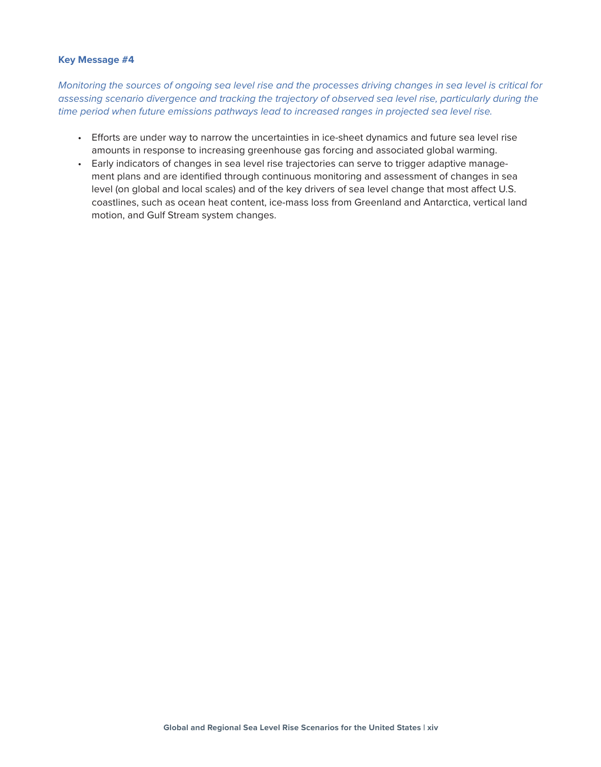### Key Message #4

*Monitoring the sources of ongoing sea level rise and the processes driving changes in sea level is critical for assessing scenario divergence and tracking the trajectory of observed sea level rise, particularly during the time period when future emissions pathways lead to increased ranges in projected sea level rise.*

- Efforts are under way to narrow the uncertainties in ice-sheet dynamics and future sea level rise amounts in response to increasing greenhouse gas forcing and associated global warming.
- Early indicators of changes in sea level rise trajectories can serve to trigger adaptive management plans and are identified through continuous monitoring and assessment of changes in sea level (on global and local scales) and of the key drivers of sea level change that most affect U.S. coastlines, such as ocean heat content, ice-mass loss from Greenland and Antarctica, vertical land motion, and Gulf Stream system changes.